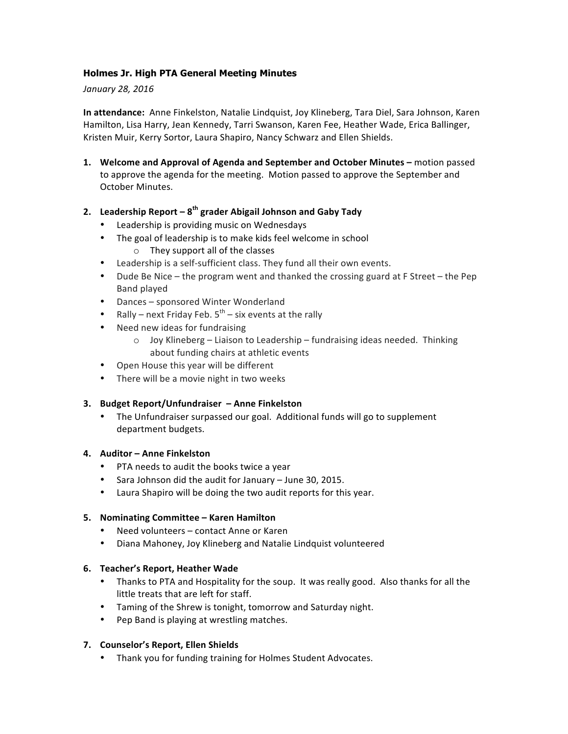## Holmes Jr. High PTA General Meeting Minutes

*January 28, 2016*

**In attendance:** Anne Finkelston, Natalie Lindquist, Joy Klineberg, Tara Diel, Sara Johnson, Karen Hamilton, Lisa Harry, Jean Kennedy, Tarri Swanson, Karen Fee, Heather Wade, Erica Ballinger, Kristen Muir, Kerry Sortor, Laura Shapiro, Nancy Schwarz and Ellen Shields.

1. **Welcome and Approval of Agenda and September and October Minutes –** motion passed to approve the agenda for the meeting. Motion passed to approve the September and October Minutes.

2. **Leadership Report – 8th grader Abigail Johnson and Gaby Tady**
   - Leadership is providing music on Wednesdays
   - The goal of leadership is to make kids feel welcome in school
     - They support all of the classes
   - Leadership is a self-sufficient class. They fund all their own events.
   - Dude Be Nice – the program went and thanked the crossing guard at F Street – the Pep Band played
   - Dances – sponsored Winter Wonderland
   - Rally – next Friday Feb. 5th – six events at the rally
   - Need new ideas for fundraising
     - Joy Klineberg – Liaison to Leadership – fundraising ideas needed. Thinking about funding chairs at athletic events
   - Open House this year will be different
   - There will be a movie night in two weeks

3. **Budget Report/Unfundraiser – Anne Finkelston**
   - The Unfundraiser surpassed our goal. Additional funds will go to supplement department budgets.

4. **Auditor – Anne Finkelston**
   - PTA needs to audit the books twice a year
   - Sara Johnson did the audit for January – June 30, 2015.
   - Laura Shapiro will be doing the two audit reports for this year.

5. **Nominating Committee – Karen Hamilton**
   - Need volunteers – contact Anne or Karen
   - Diana Mahoney, Joy Klineberg and Natalie Lindquist volunteered

6. **Teacher's Report, Heather Wade**
   - Thanks to PTA and Hospitality for the soup. It was really good. Also thanks for all the little treats that are left for staff.
   - Taming of the Shrew is tonight, tomorrow and Saturday night.
   - Pep Band is playing at wrestling matches.

7. **Counselor's Report, Ellen Shields**
   - Thank you for funding training for Holmes Student Advocates.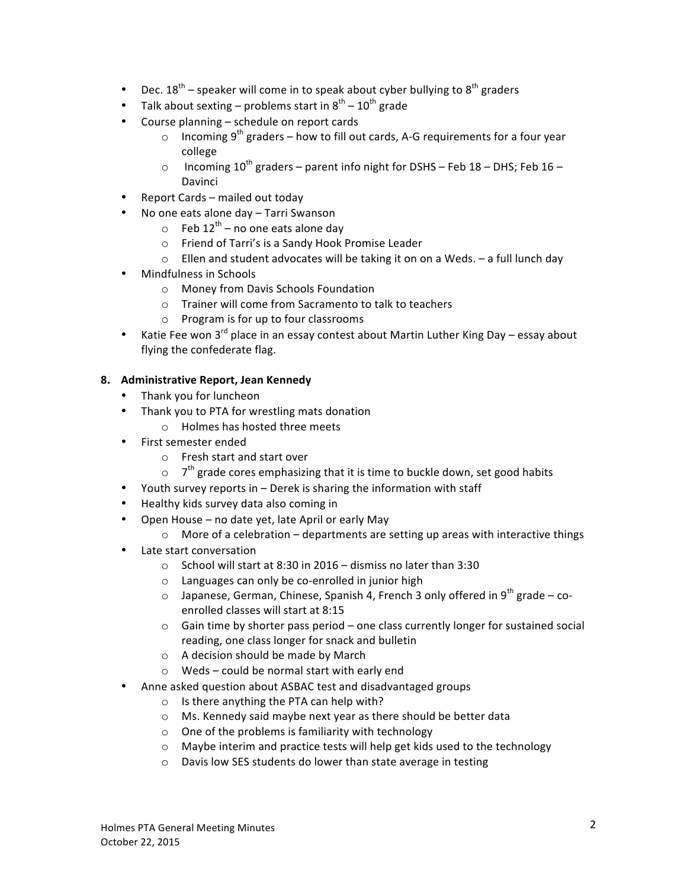- Dec. 18$^{th}$ – speaker will come in to speak about cyber bullying to 8$^{th}$ graders
- Talk about sexting – problems start in 8$^{th}$ – 10$^{th}$ grade
- Course planning – schedule on report cards
    - Incoming 9$^{th}$ graders – how to fill out cards, A-G requirements for a four year college
    - Incoming 10$^{th}$ graders – parent info night for DSHS – Feb 18 – DHS; Feb 16 – Davinci
- Report Cards – mailed out today
- No one eats alone day – Tarri Swanson
    - Feb 12$^{th}$ – no one eats alone day
    - Friend of Tarri's is a Sandy Hook Promise Leader
    - Ellen and student advocates will be taking it on on a Weds. – a full lunch day
- Mindfulness in Schools
    - Money from Davis Schools Foundation
    - Trainer will come from Sacramento to talk to teachers
    - Program is for up to four classrooms
- Katie Fee won 3$^{rd}$ place in an essay contest about Martin Luther King Day – essay about flying the confederate flag.

**8. Administrative Report, Jean Kennedy**

- Thank you for luncheon
- Thank you to PTA for wrestling mats donation
    - Holmes has hosted three meets
- First semester ended
    - Fresh start and start over
    - 7$^{th}$ grade cores emphasizing that it is time to buckle down, set good habits
- Youth survey reports in – Derek is sharing the information with staff
- Healthy kids survey data also coming in
- Open House – no date yet, late April or early May
    - More of a celebration – departments are setting up areas with interactive things
- Late start conversation
    - School will start at 8:30 in 2016 – dismiss no later than 3:30
    - Languages can only be co-enrolled in junior high
    - Japanese, German, Chinese, Spanish 4, French 3 only offered in 9$^{th}$ grade – co-enrolled classes will start at 8:15
    - Gain time by shorter pass period – one class currently longer for sustained social reading, one class longer for snack and bulletin
    - A decision should be made by March
    - Weds – could be normal start with early end
- Anne asked question about ASBAC test and disadvantaged groups
    - Is there anything the PTA can help with?
    - Ms. Kennedy said maybe next year as there should be better data
    - One of the problems is familiarity with technology
    - Maybe interim and practice tests will help get kids used to the technology
    - Davis low SES students do lower than state average in testing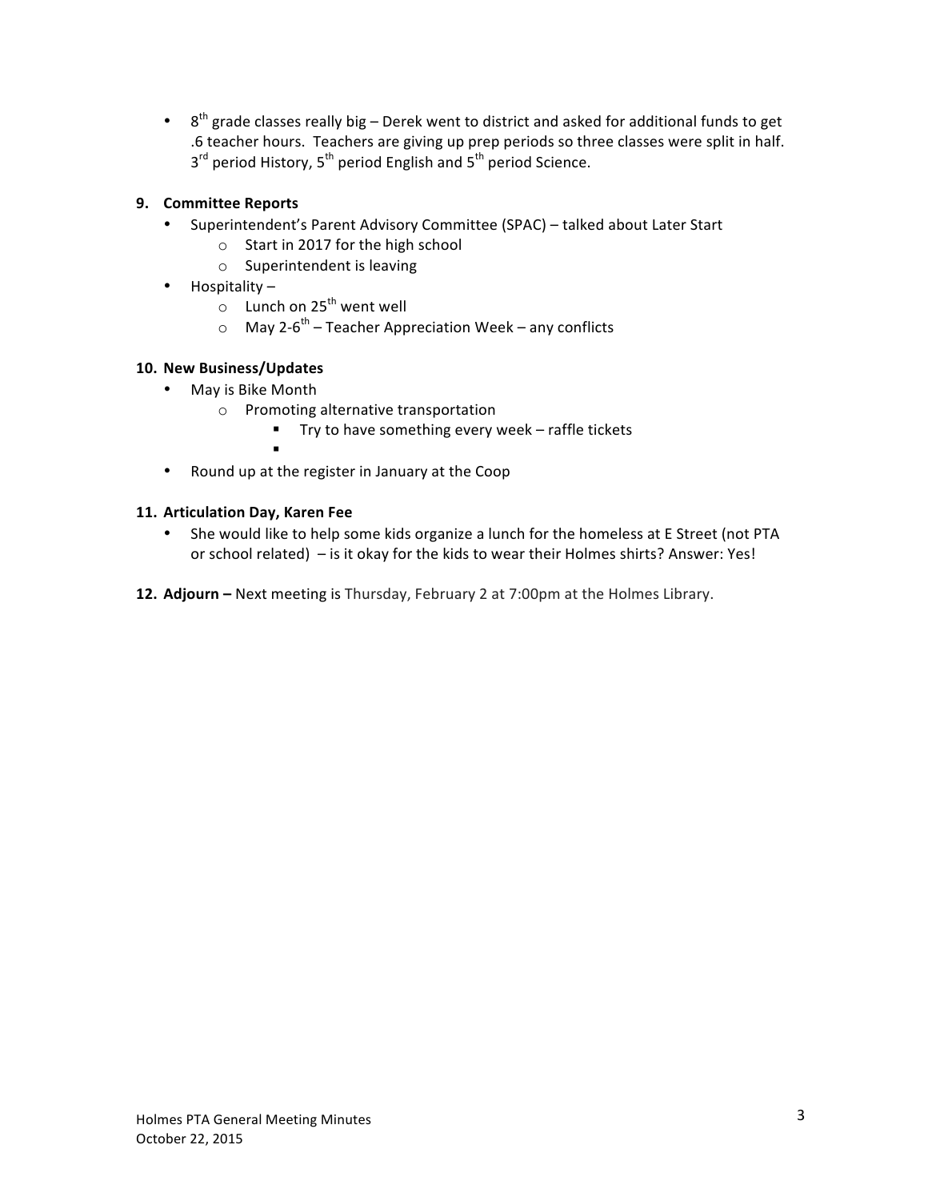- 8th grade classes really big – Derek went to district and asked for additional funds to get .6 teacher hours. Teachers are giving up prep periods so three classes were split in half. 3rd period History, 5th period English and 5th period Science.

**9. Committee Reports**

- Superintendent's Parent Advisory Committee (SPAC) – talked about Later Start
  - Start in 2017 for the high school
  - Superintendent is leaving
- Hospitality –
  - Lunch on 25th went well
  - May 2-6th – Teacher Appreciation Week – any conflicts

**10. New Business/Updates**

- May is Bike Month
  - Promoting alternative transportation
    - Try to have something every week – raffle tickets
    - 
- Round up at the register in January at the Coop

**11. Articulation Day, Karen Fee**

- She would like to help some kids organize a lunch for the homeless at E Street (not PTA or school related) – is it okay for the kids to wear their Holmes shirts? Answer: Yes!

**12. Adjourn –** Next meeting is Thursday, February 2 at 7:00pm at the Holmes Library.